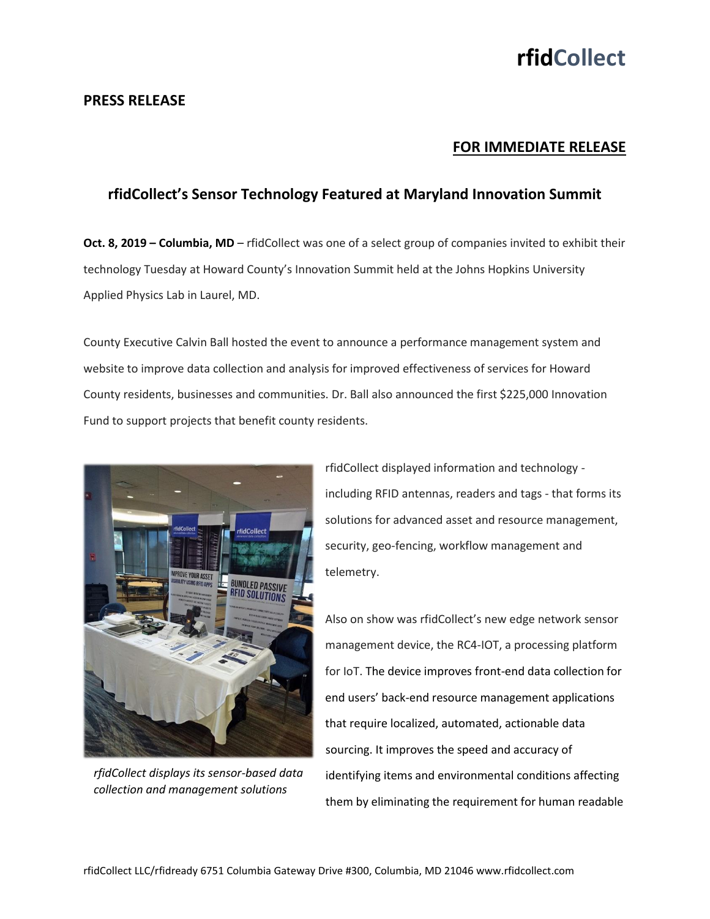**rfidCollect**

**PRESS RELEASE**

**FOR IMMEDIATE RELEASE**

## rfidCollect's Sensor Technology Featured at Maryland Innovation Summit

**Oct. 8, 2019 – Columbia, MD** – rfidCollect was one of a select group of companies invited to exhibit their technology Tuesday at Howard County's Innovation Summit held at the Johns Hopkins University Applied Physics Lab in Laurel, MD.

County Executive Calvin Ball hosted the event to announce a performance management system and website to improve data collection and analysis for improved effectiveness of services for Howard County residents, businesses and communities. Dr. Ball also announced the first $225,000 Innovation Fund to support projects that benefit county residents.

*rfidCollect displays its sensor-based data collection and management solutions*

rfidCollect displayed information and technology - including RFID antennas, readers and tags - that forms its solutions for advanced asset and resource management, security, geo-fencing, workflow management and telemetry.

Also on show was rfidCollect's new edge network sensor management device, the RC4-IOT, a processing platform for IoT. The device improves front-end data collection for end users' back-end resource management applications that require localized, automated, actionable data sourcing. It improves the speed and accuracy of identifying items and environmental conditions affecting them by eliminating the requirement for human readable

rfidCollect LLC/rfidready 6751 Columbia Gateway Drive #300, Columbia, MD 21046 www.rfidcollect.com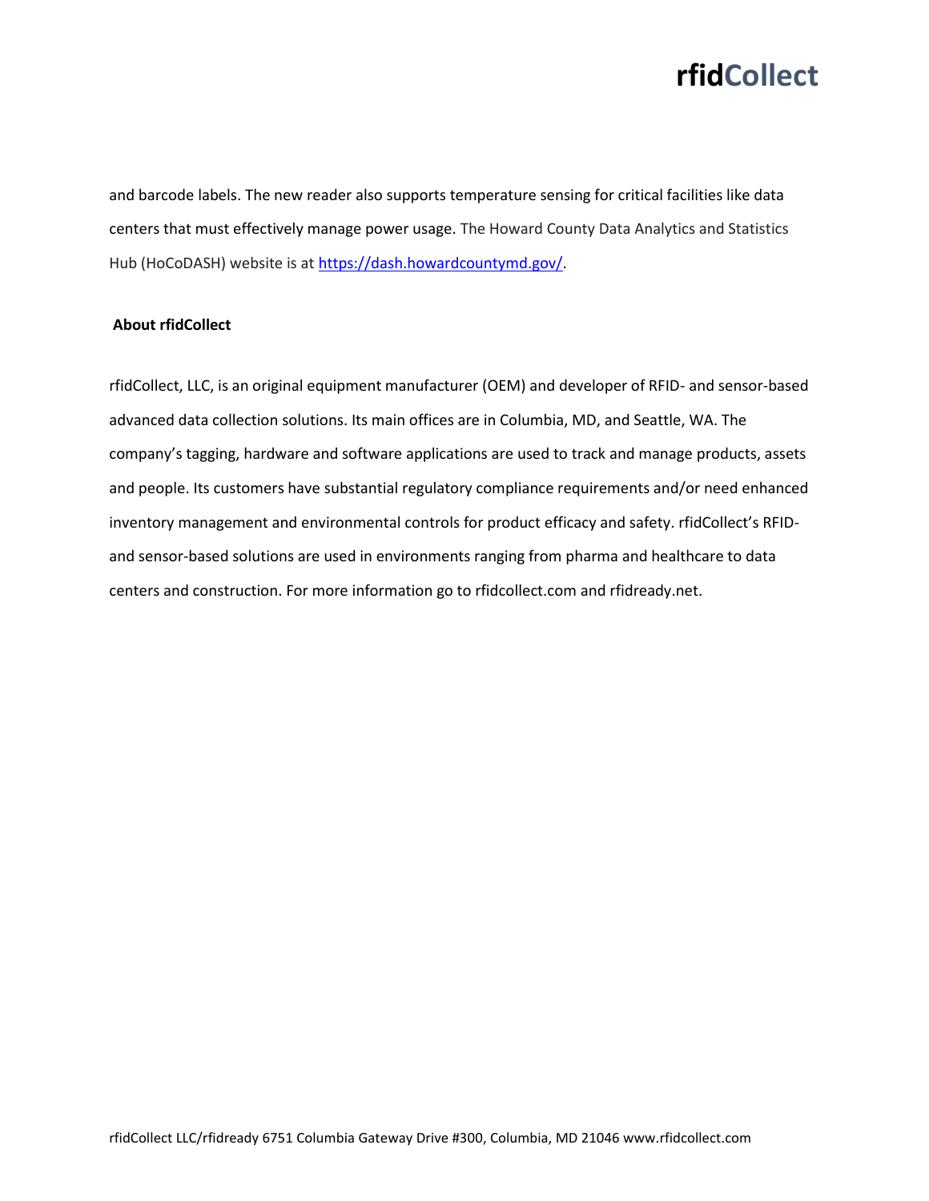and barcode labels. The new reader also supports temperature sensing for critical facilities like data centers that must effectively manage power usage. The Howard County Data Analytics and Statistics Hub (HoCoDASH) website is at [https://dash.howardcountymd.gov/](https://dash.howardcountymd.gov/).

**About rfidCollect**

rfidCollect, LLC, is an original equipment manufacturer (OEM) and developer of RFID- and sensor-based advanced data collection solutions. Its main offices are in Columbia, MD, and Seattle, WA. The company's tagging, hardware and software applications are used to track and manage products, assets and people. Its customers have substantial regulatory compliance requirements and/or need enhanced inventory management and environmental controls for product efficacy and safety. rfidCollect's RFID- and sensor-based solutions are used in environments ranging from pharma and healthcare to data centers and construction. For more information go to rfidcollect.com and rfidready.net.